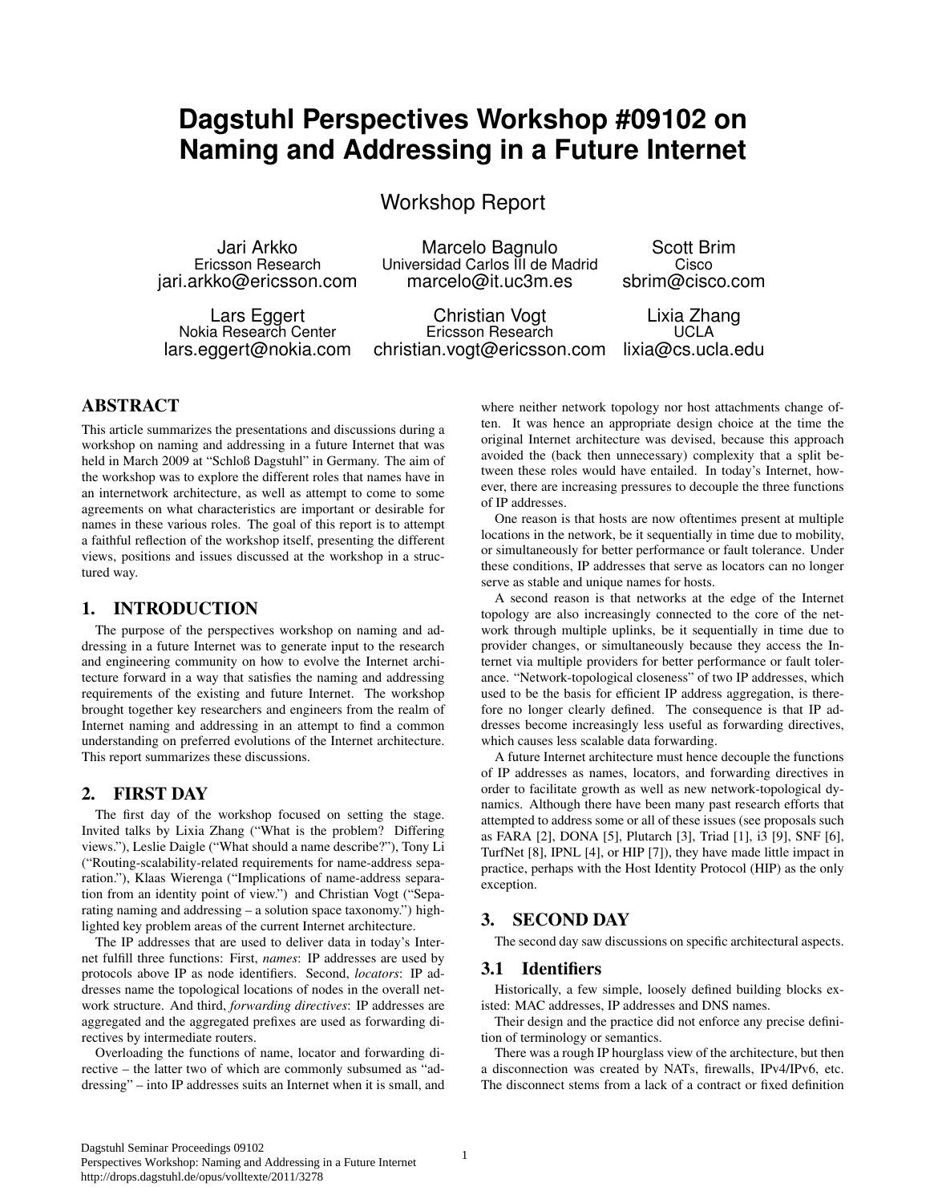# Dagstuhl Perspectives Workshop #09102 on Naming and Addressing in a Future Internet

## Workshop Report

Jari Arkko
Ericsson Research
jari.arkko@ericsson.com

Marcelo Bagnulo
Universidad Carlos III de Madrid
marcelo@it.uc3m.es

Scott Brim
Cisco
sbrim@cisco.com

Lars Eggert
Nokia Research Center
lars.eggert@nokia.com

Christian Vogt
Ericsson Research
christian.vogt@ericsson.com

Lixia Zhang
UCLA
lixia@cs.ucla.edu

## ABSTRACT

This article summarizes the presentations and discussions during a workshop on naming and addressing in a future Internet that was held in March 2009 at "Schloß Dagstuhl" in Germany. The aim of the workshop was to explore the different roles that names have in an internetwork architecture, as well as attempt to come to some agreements on what characteristics are important or desirable for names in these various roles. The goal of this report is to attempt a faithful reflection of the workshop itself, presenting the different views, positions and issues discussed at the workshop in a structured way.

## 1. INTRODUCTION

The purpose of the perspectives workshop on naming and addressing in a future Internet was to generate input to the research and engineering community on how to evolve the Internet architecture forward in a way that satisfies the naming and addressing requirements of the existing and future Internet. The workshop brought together key researchers and engineers from the realm of Internet naming and addressing in an attempt to find a common understanding on preferred evolutions of the Internet architecture. This report summarizes these discussions.

## 2. FIRST DAY

The first day of the workshop focused on setting the stage. Invited talks by Lixia Zhang ("What is the problem? Differing views."), Leslie Daigle ("What should a name describe?"), Tony Li ("Routing-scalability-related requirements for name-address separation."), Klaas Wierenga ("Implications of name-address separation from an identity point of view.") and Christian Vogt ("Separating naming and addressing – a solution space taxonomy.") highlighted key problem areas of the current Internet architecture.

The IP addresses that are used to deliver data in today's Internet fulfill three functions: First, *names*: IP addresses are used by protocols above IP as node identifiers. Second, *locators*: IP addresses name the topological locations of nodes in the overall network structure. And third, *forwarding directives*: IP addresses are aggregated and the aggregated prefixes are used as forwarding directives by intermediate routers.

Overloading the functions of name, locator and forwarding directive – the latter two of which are commonly subsumed as "addressing" – into IP addresses suits an Internet when it is small, and where neither network topology nor host attachments change often. It was hence an appropriate design choice at the time the original Internet architecture was devised, because this approach avoided the (back then unnecessary) complexity that a split between these roles would have entailed. In today's Internet, however, there are increasing pressures to decouple the three functions of IP addresses.

One reason is that hosts are now oftentimes present at multiple locations in the network, be it sequentially in time due to mobility, or simultaneously for better performance or fault tolerance. Under these conditions, IP addresses that serve as locators can no longer serve as stable and unique names for hosts.

A second reason is that networks at the edge of the Internet topology are also increasingly connected to the core of the network through multiple uplinks, be it sequentially in time due to provider changes, or simultaneously because they access the Internet via multiple providers for better performance or fault tolerance. "Network-topological closeness" of two IP addresses, which used to be the basis for efficient IP address aggregation, is therefore no longer clearly defined. The consequence is that IP addresses become increasingly less useful as forwarding directives, which causes less scalable data forwarding.

A future Internet architecture must hence decouple the functions of IP addresses as names, locators, and forwarding directives in order to facilitate growth as well as new network-topological dynamics. Although there have been many past research efforts that attempted to address some or all of these issues (see proposals such as FARA [2], DONA [5], Plutarch [3], Triad [1], i3 [9], SNF [6], TurfNet [8], IPNL [4], or HIP [7]), they have made little impact in practice, perhaps with the Host Identity Protocol (HIP) as the only exception.

## 3. SECOND DAY

The second day saw discussions on specific architectural aspects.

### 3.1 Identifiers

Historically, a few simple, loosely defined building blocks existed: MAC addresses, IP addresses and DNS names.

Their design and the practice did not enforce any precise definition of terminology or semantics.

There was a rough IP hourglass view of the architecture, but then a disconnection was created by NATs, firewalls, IPv4/IPv6, etc. The disconnect stems from a lack of a contract or fixed definition

Dagstuhl Seminar Proceedings 09102
Perspectives Workshop: Naming and Addressing in a Future Internet
http://drops.dagstuhl.de/opus/volltexte/2011/3278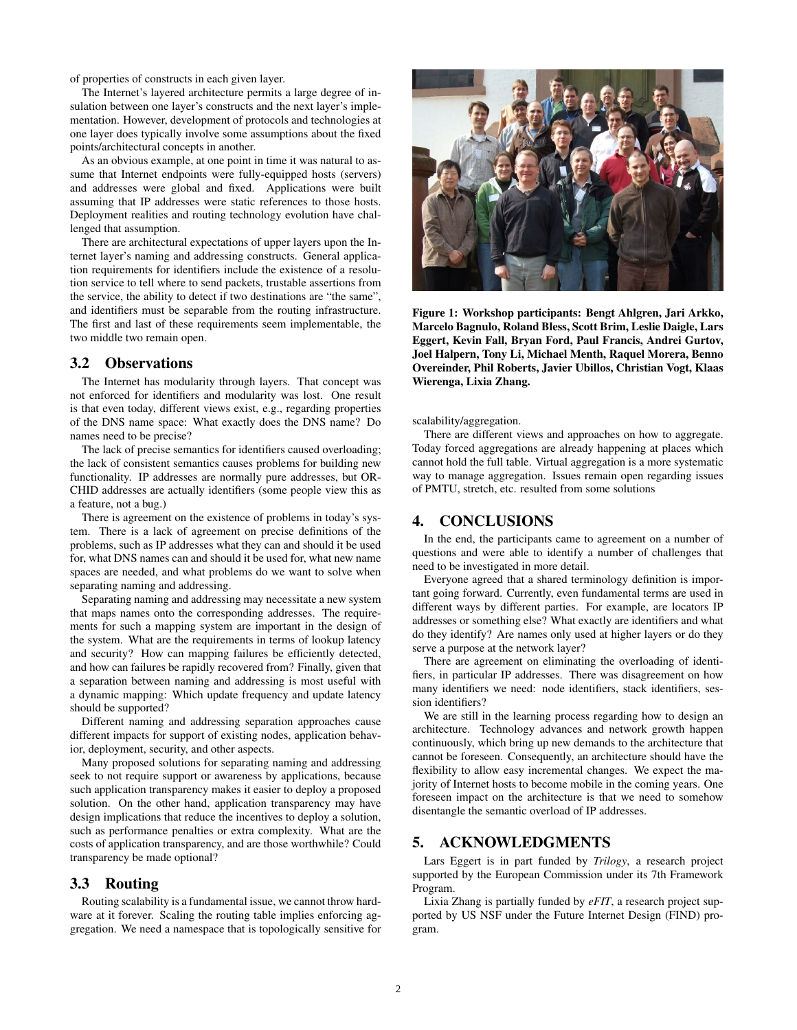of properties of constructs in each given layer.

The Internet's layered architecture permits a large degree of insulation between one layer's constructs and the next layer's implementation. However, development of protocols and technologies at one layer does typically involve some assumptions about the fixed points/architectural concepts in another.

As an obvious example, at one point in time it was natural to assume that Internet endpoints were fully-equipped hosts (servers) and addresses were global and fixed. Applications were built assuming that IP addresses were static references to those hosts. Deployment realities and routing technology evolution have challenged that assumption.

There are architectural expectations of upper layers upon the Internet layer's naming and addressing constructs. General application requirements for identifiers include the existence of a resolution service to tell where to send packets, trustable assertions from the service, the ability to detect if two destinations are "the same", and identifiers must be separable from the routing infrastructure. The first and last of these requirements seem implementable, the two middle two remain open.

## 3.2 Observations

The Internet has modularity through layers. That concept was not enforced for identifiers and modularity was lost. One result is that even today, different views exist, e.g., regarding properties of the DNS name space: What exactly does the DNS name? Do names need to be precise?

The lack of precise semantics for identifiers caused overloading; the lack of consistent semantics causes problems for building new functionality. IP addresses are normally pure addresses, but ORCHID addresses are actually identifiers (some people view this as a feature, not a bug.)

There is agreement on the existence of problems in today's system. There is a lack of agreement on precise definitions of the problems, such as IP addresses what they can and should it be used for, what DNS names can and should it be used for, what new name spaces are needed, and what problems do we want to solve when separating naming and addressing.

Separating naming and addressing may necessitate a new system that maps names onto the corresponding addresses. The requirements for such a mapping system are important in the design of the system. What are the requirements in terms of lookup latency and security? How can mapping failures be efficiently detected, and how can failures be rapidly recovered from? Finally, given that a separation between naming and addressing is most useful with a dynamic mapping: Which update frequency and update latency should be supported?

Different naming and addressing separation approaches cause different impacts for support of existing nodes, application behavior, deployment, security, and other aspects.

Many proposed solutions for separating naming and addressing seek to not require support or awareness by applications, because such application transparency makes it easier to deploy a proposed solution. On the other hand, application transparency may have design implications that reduce the incentives to deploy a solution, such as performance penalties or extra complexity. What are the costs of application transparency, and are those worthwhile? Could transparency be made optional?

## 3.3 Routing

Routing scalability is a fundamental issue, we cannot throw hardware at it forever. Scaling the routing table implies enforcing aggregation. We need a namespace that is topologically sensitive for scalability/aggregation.

There are different views and approaches on how to aggregate. Today forced aggregations are already happening at places which cannot hold the full table. Virtual aggregation is a more systematic way to manage aggregation. Issues remain open regarding issues of PMTU, stretch, etc. resulted from some solutions

**Figure 1: Workshop participants: Bengt Ahlgren, Jari Arkko, Marcelo Bagnulo, Roland Bless, Scott Brim, Leslie Daigle, Lars Eggert, Kevin Fall, Bryan Ford, Paul Francis, Andrei Gurtov, Joel Halpern, Tony Li, Michael Menth, Raquel Morera, Benno Overeinder, Phil Roberts, Javier Ubillos, Christian Vogt, Klaas Wierenga, Lixia Zhang.**

# 4. CONCLUSIONS

In the end, the participants came to agreement on a number of questions and were able to identify a number of challenges that need to be investigated in more detail.

Everyone agreed that a shared terminology definition is important going forward. Currently, even fundamental terms are used in different ways by different parties. For example, are locators IP addresses or something else? What exactly are identifiers and what do they identify? Are names only used at higher layers or do they serve a purpose at the network layer?

There are agreement on eliminating the overloading of identifiers, in particular IP addresses. There was disagreement on how many identifiers we need: node identifiers, stack identifiers, session identifiers?

We are still in the learning process regarding how to design an architecture. Technology advances and network growth happen continuously, which bring up new demands to the architecture that cannot be foreseen. Consequently, an architecture should have the flexibility to allow easy incremental changes. We expect the majority of Internet hosts to become mobile in the coming years. One foreseen impact on the architecture is that we need to somehow disentangle the semantic overload of IP addresses.

# 5. ACKNOWLEDGMENTS

Lars Eggert is in part funded by *Trilogy*, a research project supported by the European Commission under its 7th Framework Program.

Lixia Zhang is partially funded by *eFIT*, a research project supported by US NSF under the Future Internet Design (FIND) program.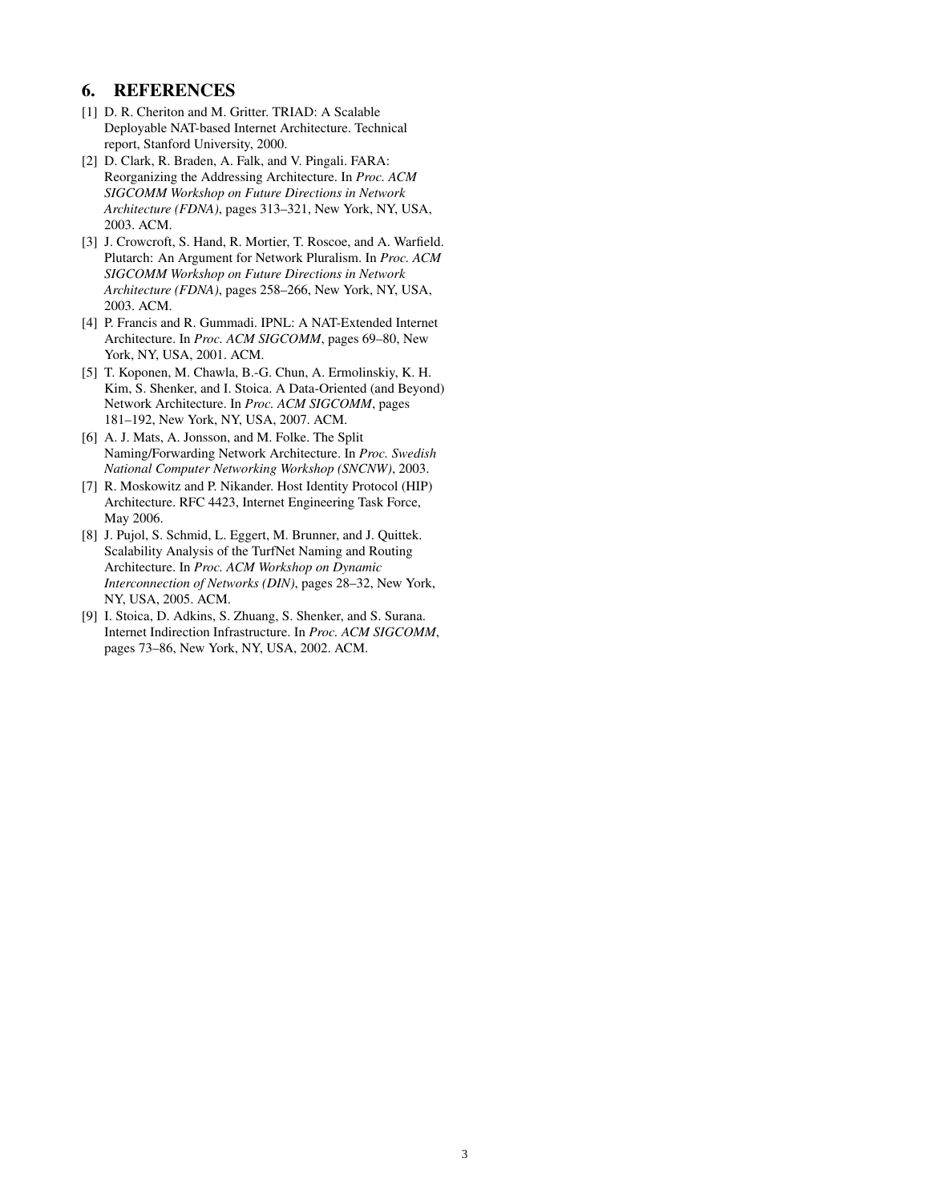## 6. REFERENCES

[1] D. R. Cheriton and M. Gritter. TRIAD: A Scalable Deployable NAT-based Internet Architecture. Technical report, Stanford University, 2000.

[2] D. Clark, R. Braden, A. Falk, and V. Pingali. FARA: Reorganizing the Addressing Architecture. In *Proc. ACM SIGCOMM Workshop on Future Directions in Network Architecture (FDNA)*, pages 313–321, New York, NY, USA, 2003. ACM.

[3] J. Crowcroft, S. Hand, R. Mortier, T. Roscoe, and A. Warfield. Plutarch: An Argument for Network Pluralism. In *Proc. ACM SIGCOMM Workshop on Future Directions in Network Architecture (FDNA)*, pages 258–266, New York, NY, USA, 2003. ACM.

[4] P. Francis and R. Gummadi. IPNL: A NAT-Extended Internet Architecture. In *Proc. ACM SIGCOMM*, pages 69–80, New York, NY, USA, 2001. ACM.

[5] T. Koponen, M. Chawla, B.-G. Chun, A. Ermolinskiy, K. H. Kim, S. Shenker, and I. Stoica. A Data-Oriented (and Beyond) Network Architecture. In *Proc. ACM SIGCOMM*, pages 181–192, New York, NY, USA, 2007. ACM.

[6] A. J. Mats, A. Jonsson, and M. Folke. The Split Naming/Forwarding Network Architecture. In *Proc. Swedish National Computer Networking Workshop (SNCNW)*, 2003.

[7] R. Moskowitz and P. Nikander. Host Identity Protocol (HIP) Architecture. RFC 4423, Internet Engineering Task Force, May 2006.

[8] J. Pujol, S. Schmid, L. Eggert, M. Brunner, and J. Quittek. Scalability Analysis of the TurfNet Naming and Routing Architecture. In *Proc. ACM Workshop on Dynamic Interconnection of Networks (DIN)*, pages 28–32, New York, NY, USA, 2005. ACM.

[9] I. Stoica, D. Adkins, S. Zhuang, S. Shenker, and S. Surana. Internet Indirection Infrastructure. In *Proc. ACM SIGCOMM*, pages 73–86, New York, NY, USA, 2002. ACM.